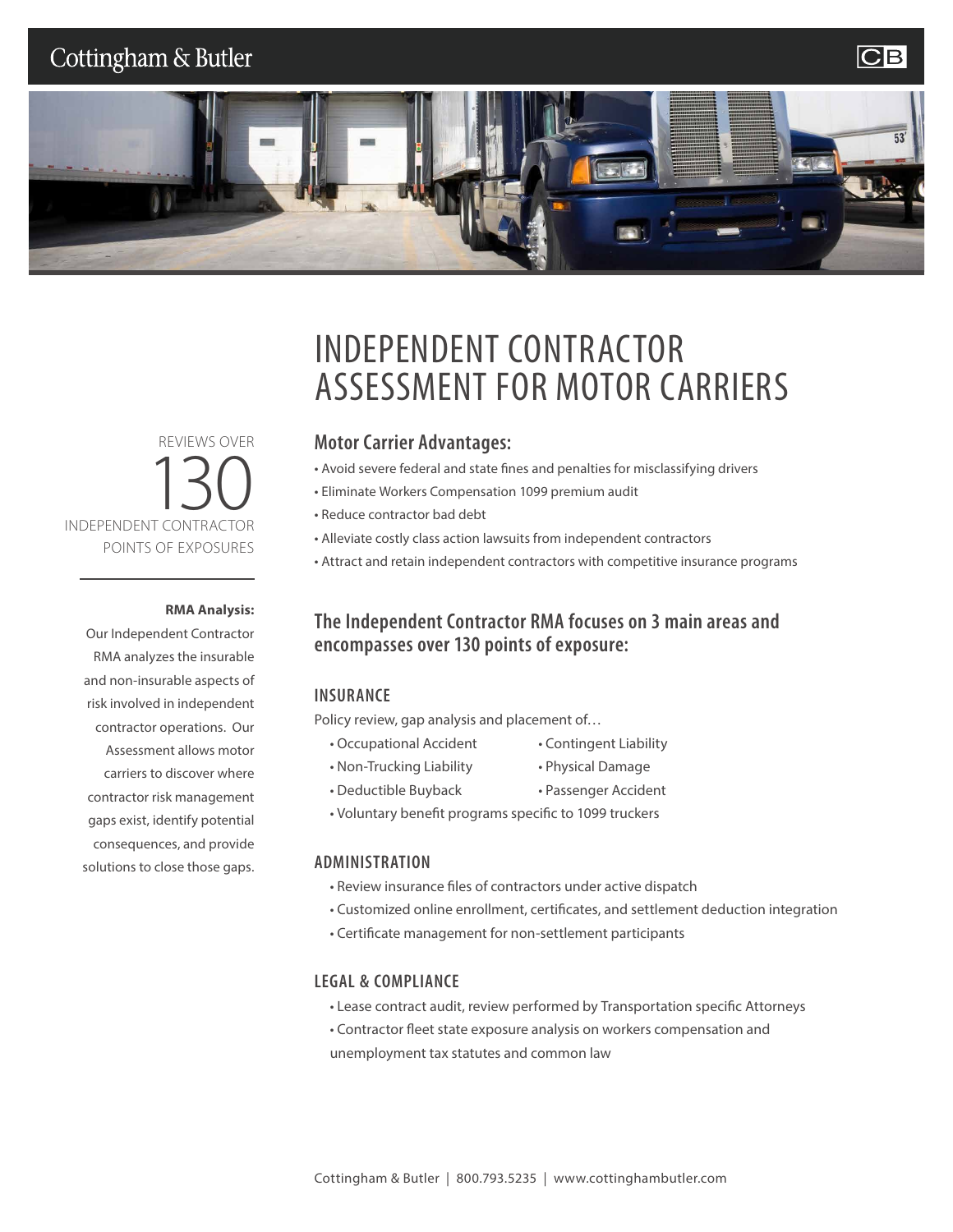Cottingham & Butler

# INDEPENDENT CONTRACTOR ASSESSMENT FOR MOTOR CARRIERS

REVIEWS OVER

130

INDEPENDENT CONTRACTOR POINTS OF EXPOSURES

**RMA Analysis:**
Our Independent Contractor RMA analyzes the insurable and non-insurable aspects of risk involved in independent contractor operations. Our Assessment allows motor carriers to discover where contractor risk management gaps exist, identify potential consequences, and provide solutions to close those gaps.

## Motor Carrier Advantages:

- Avoid severe federal and state fines and penalties for misclassifying drivers
- Eliminate Workers Compensation 1099 premium audit
- Reduce contractor bad debt
- Alleviate costly class action lawsuits from independent contractors
- Attract and retain independent contractors with competitive insurance programs

## The Independent Contractor RMA focuses on 3 main areas and encompasses over 130 points of exposure:

### INSURANCE

Policy review, gap analysis and placement of…

- Occupational Accident
- Contingent Liability
- Non-Trucking Liability
- Physical Damage
- Deductible Buyback
- Passenger Accident
- Voluntary benefit programs specific to 1099 truckers

### ADMINISTRATION

- Review insurance files of contractors under active dispatch
- Customized online enrollment, certificates, and settlement deduction integration
- Certificate management for non-settlement participants

### LEGAL & COMPLIANCE

- Lease contract audit, review performed by Transportation specific Attorneys
- Contractor fleet state exposure analysis on workers compensation and unemployment tax statutes and common law

Cottingham & Butler | 800.793.5235 | www.cottinghambutler.com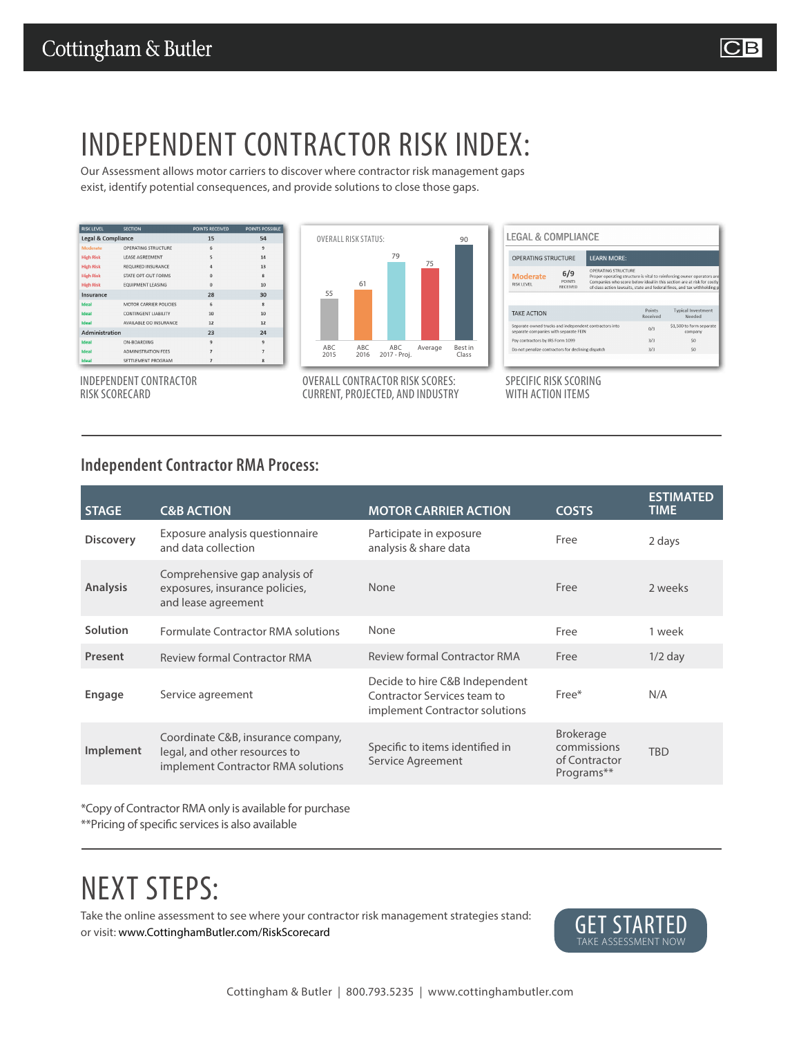# INDEPENDENT CONTRACTOR RISK INDEX:

Our Assessment allows motor carriers to discover where contractor risk management gaps exist, identify potential consequences, and provide solutions to close those gaps.

| RISK LEVEL | SECTION | POINTS RECEIVED | POINTS POSSIBLE |
|---|---|---|---|
| Legal & Compliance | | 15 | 54 |
| Moderate | OPERATING STRUCTURE | 6 | 9 |
| High Risk | LEASE AGREEMENT | 5 | 14 |
| High Risk | REQUIRED INSURANCE | 4 | 13 |
| High Risk | STATE OPT-OUT FORMS | 0 | 8 |
| High Risk | EQUIPMENT LEASING | 0 | 10 |
| Insurance | | 28 | 30 |
| Ideal | MOTOR CARRIER POLICIES | 6 | 8 |
| Ideal | CONTINGENT LIABILITY | 10 | 10 |
| Ideal | AVAILABLE OO INSURANCE | 12 | 12 |
| Administration | | 23 | 24 |
| Ideal | ON-BOARDING | 9 | 9 |
| Ideal | ADMINISTRATION FEES | 7 | 7 |
| Ideal | SETTLEMENT PROGRAM | 7 | 8 |

INDEPENDENT CONTRACTOR RISK SCORECARD

OVERALL RISK STATUS:

55
ABC 2015

61
ABC 2016

79
ABC 2017 - Proj.

75
Average

90
Best in Class

OVERALL CONTRACTOR RISK SCORES: CURRENT, PROJECTED, AND INDUSTRY

LEGAL & COMPLIANCE

OPERATING STRUCTURE

Moderate
RISK LEVEL

6/9
POINTS RECEIVED

LEARN MORE:

OPERATING STRUCTURE
Proper operating structure is vital to reinforcing owner operators are... Companies who score below ideal in this section are at risk for costly... of class action lawsuits, state and federal fines, and tax withholding p...

| TAKE ACTION | Points Received | Typical Investment Needed |
|---|---|---|
| Separate owned trucks and independent contractors into separate companies with separate FEIN | 0/3 | $1,500 to form separate company |
| Pay contractors by IRS Form 1099 | 3/3 | $0 |
| Do not penalize contractors for declining dispatch | 3/3 | $0 |

SPECIFIC RISK SCORING WITH ACTION ITEMS

## Independent Contractor RMA Process:

| STAGE | C&B ACTION | MOTOR CARRIER ACTION | COSTS | ESTIMATED TIME |
|---|---|---|---|---|
| **Discovery** | Exposure analysis questionnaire and data collection | Participate in exposure analysis & share data | Free | 2 days |
| **Analysis** | Comprehensive gap analysis of exposures, insurance policies, and lease agreement | None | Free | 2 weeks |
| **Solution** | Formulate Contractor RMA solutions | None | Free | 1 week |
| **Present** | Review formal Contractor RMA | Review formal Contractor RMA | Free | 1/2 day |
| **Engage** | Service agreement | Decide to hire C&B Independent Contractor Services team to implement Contractor solutions | Free* | N/A |
| **Implement** | Coordinate C&B, insurance company, legal, and other resources to implement Contractor RMA solutions | Specific to items identified in Service Agreement | Brokerage commissions of Contractor Programs** | TBD |

*Copy of Contractor RMA only is available for purchase
**Pricing of specific services is also available

# NEXT STEPS:

Take the online assessment to see where your contractor risk management strategies stand:
or visit: www.CottinghamButler.com/RiskScorecard

GET STARTED
TAKE ASSESSMENT NOW

Cottingham & Butler | 800.793.5235 | www.cottinghambutler.com